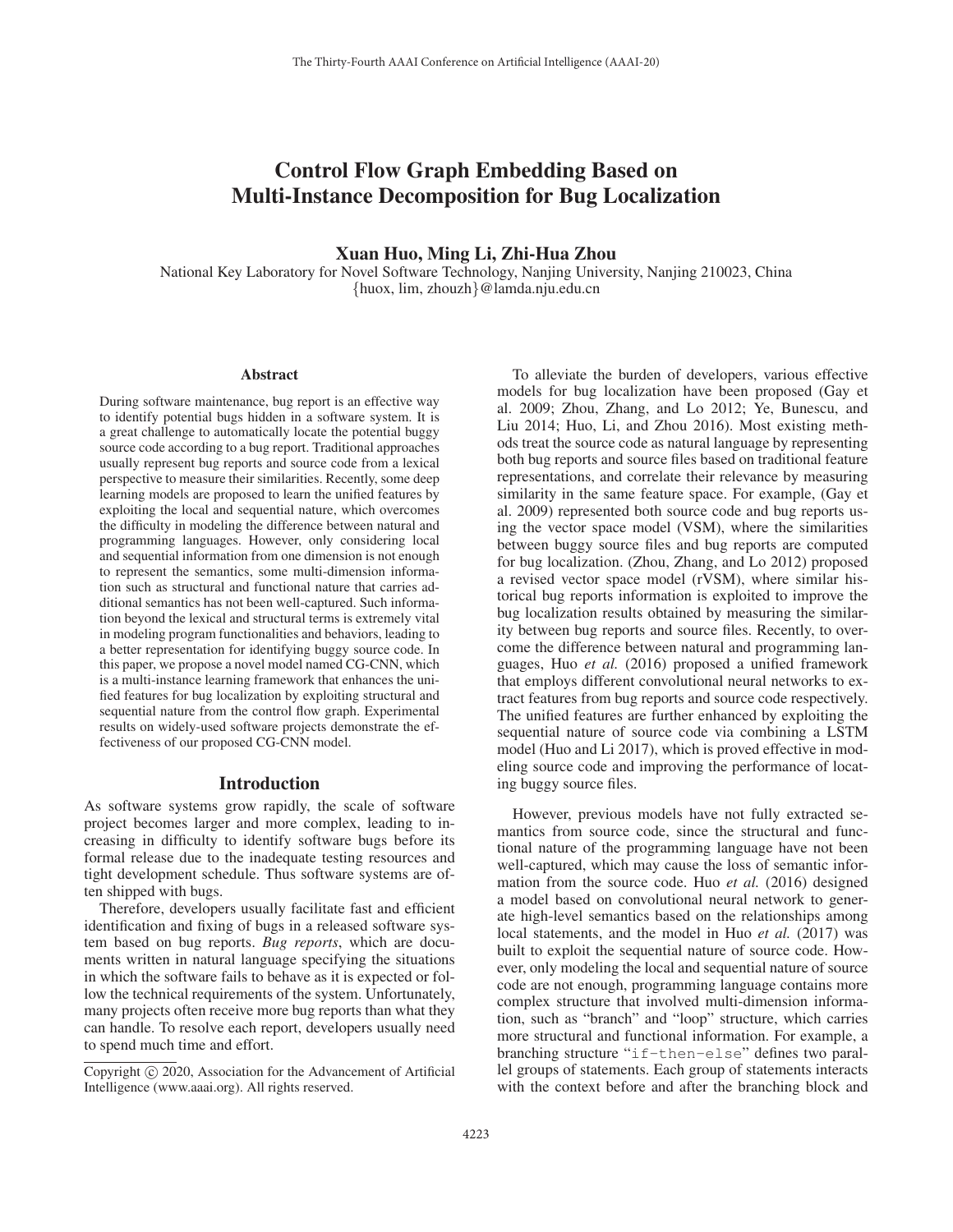# Control Flow Graph Embedding Based on Multi-Instance Decomposition for Bug Localization

**Xuan Huo, Ming Li, Zhi-Hua Zhou**

National Key Laboratory for Novel Software Technology, Nanjing University, Nanjing 210023, China
{huox, lim, zhouzh}@lamda.nju.edu.cn

## Abstract

During software maintenance, bug report is an effective way to identify potential bugs hidden in a software system. It is a great challenge to automatically locate the potential buggy source code according to a bug report. Traditional approaches usually represent bug reports and source code from a lexical perspective to measure their similarities. Recently, some deep learning models are proposed to learn the unified features by exploiting the local and sequential nature, which overcomes the difficulty in modeling the difference between natural and programming languages. However, only considering local and sequential information from one dimension is not enough to represent the semantics, some multi-dimension information such as structural and functional nature that carries additional semantics has not been well-captured. Such information beyond the lexical and structural terms is extremely vital in modeling program functionalities and behaviors, leading to a better representation for identifying buggy source code. In this paper, we propose a novel model named CG-CNN, which is a multi-instance learning framework that enhances the unified features for bug localization by exploiting structural and sequential nature from the control flow graph. Experimental results on widely-used software projects demonstrate the effectiveness of our proposed CG-CNN model.

## Introduction

As software systems grow rapidly, the scale of software project becomes larger and more complex, leading to increasing in difficulty to identify software bugs before its formal release due to the inadequate testing resources and tight development schedule. Thus software systems are often shipped with bugs.

Therefore, developers usually facilitate fast and efficient identification and fixing of bugs in a released software system based on bug reports. *Bug reports*, which are documents written in natural language specifying the situations in which the software fails to behave as it is expected or follow the technical requirements of the system. Unfortunately, many projects often receive more bug reports than what they can handle. To resolve each report, developers usually need to spend much time and effort.

To alleviate the burden of developers, various effective models for bug localization have been proposed (Gay et al. 2009; Zhou, Zhang, and Lo 2012; Ye, Bunescu, and Liu 2014; Huo, Li, and Zhou 2016). Most existing methods treat the source code as natural language by representing both bug reports and source files based on traditional feature representations, and correlate their relevance by measuring similarity in the same feature space. For example, (Gay et al. 2009) represented both source code and bug reports using the vector space model (VSM), where the similarities between buggy source files and bug reports are computed for bug localization. (Zhou, Zhang, and Lo 2012) proposed a revised vector space model (rVSM), where similar historical bug reports information is exploited to improve the bug localization results obtained by measuring the similarity between bug reports and source files. Recently, to overcome the difference between natural and programming languages, Huo *et al.* (2016) proposed a unified framework that employs different convolutional neural networks to extract features from bug reports and source code respectively. The unified features are further enhanced by exploiting the sequential nature of source code via combining a LSTM model (Huo and Li 2017), which is proved effective in modeling source code and improving the performance of locating buggy source files.

However, previous models have not fully extracted semantics from source code, since the structural and functional nature of the programming language have not been well-captured, which may cause the loss of semantic information from the source code. Huo *et al.* (2016) designed a model based on convolutional neural network to generate high-level semantics based on the relationships among local statements, and the model in Huo *et al.* (2017) was built to exploit the sequential nature of source code. However, only modeling the local and sequential nature of source code are not enough, programming language contains more complex structure that involved multi-dimension information, such as "branch" and "loop" structure, which carries more structural and functional information. For example, a branching structure "`if-then-else`" defines two parallel groups of statements. Each group of statements interacts with the context before and after the branching block and

Copyright © 2020, Association for the Advancement of Artificial Intelligence (www.aaai.org). All rights reserved.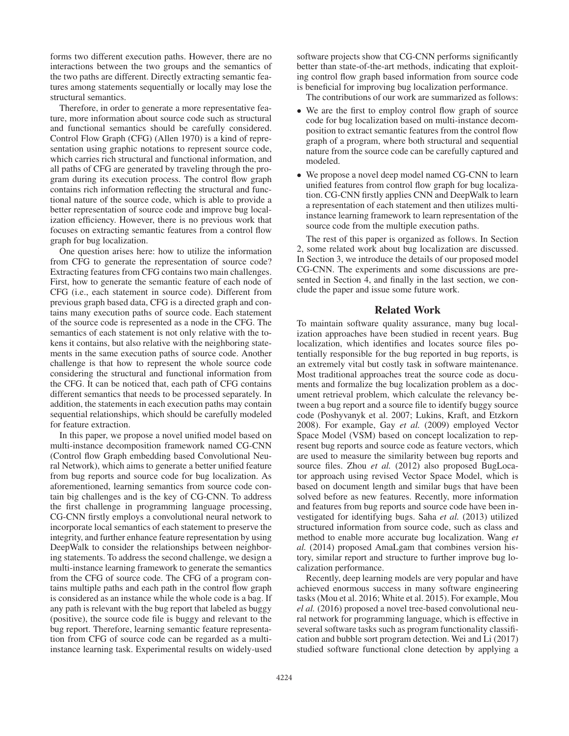forms two different execution paths. However, there are no interactions between the two groups and the semantics of the two paths are different. Directly extracting semantic features among statements sequentially or locally may lose the structural semantics.

Therefore, in order to generate a more representative feature, more information about source code such as structural and functional semantics should be carefully considered. Control Flow Graph (CFG) (Allen 1970) is a kind of representation using graphic notations to represent source code, which carries rich structural and functional information, and all paths of CFG are generated by traveling through the program during its execution process. The control flow graph contains rich information reflecting the structural and functional nature of the source code, which is able to provide a better representation of source code and improve bug localization efficiency. However, there is no previous work that focuses on extracting semantic features from a control flow graph for bug localization.

One question arises here: how to utilize the information from CFG to generate the representation of source code? Extracting features from CFG contains two main challenges. First, how to generate the semantic feature of each node of CFG (i.e., each statement in source code). Different from previous graph based data, CFG is a directed graph and contains many execution paths of source code. Each statement of the source code is represented as a node in the CFG. The semantics of each statement is not only relative with the tokens it contains, but also relative with the neighboring statements in the same execution paths of source code. Another challenge is that how to represent the whole source code considering the structural and functional information from the CFG. It can be noticed that, each path of CFG contains different semantics that needs to be processed separately. In addition, the statements in each execution paths may contain sequential relationships, which should be carefully modeled for feature extraction.

In this paper, we propose a novel unified model based on multi-instance decomposition framework named CG-CNN (Control flow Graph embedding based Convolutional Neural Network), which aims to generate a better unified feature from bug reports and source code for bug localization. As aforementioned, learning semantics from source code contain big challenges and is the key of CG-CNN. To address the first challenge in programming language processing, CG-CNN firstly employs a convolutional neural network to incorporate local semantics of each statement to preserve the integrity, and further enhance feature representation by using DeepWalk to consider the relationships between neighboring statements. To address the second challenge, we design a multi-instance learning framework to generate the semantics from the CFG of source code. The CFG of a program contains multiple paths and each path in the control flow graph is considered as an instance while the whole code is a bag. If any path is relevant with the bug report that labeled as buggy (positive), the source code file is buggy and relevant to the bug report. Therefore, learning semantic feature representation from CFG of source code can be regarded as a multi-instance learning task. Experimental results on widely-used software projects show that CG-CNN performs significantly better than state-of-the-art methods, indicating that exploiting control flow graph based information from source code is beneficial for improving bug localization performance.

The contributions of our work are summarized as follows:

- We are the first to employ control flow graph of source code for bug localization based on multi-instance decomposition to extract semantic features from the control flow graph of a program, where both structural and sequential nature from the source code can be carefully captured and modeled.
- We propose a novel deep model named CG-CNN to learn unified features from control flow graph for bug localization. CG-CNN firstly applies CNN and DeepWalk to learn a representation of each statement and then utilizes multi-instance learning framework to learn representation of the source code from the multiple execution paths.

The rest of this paper is organized as follows. In Section 2, some related work about bug localization are discussed. In Section 3, we introduce the details of our proposed model CG-CNN. The experiments and some discussions are presented in Section 4, and finally in the last section, we conclude the paper and issue some future work.

## Related Work

To maintain software quality assurance, many bug localization approaches have been studied in recent years. Bug localization, which identifies and locates source files potentially responsible for the bug reported in bug reports, is an extremely vital but costly task in software maintenance. Most traditional approaches treat the source code as documents and formalize the bug localization problem as a document retrieval problem, which calculate the relevancy between a bug report and a source file to identify buggy source code (Poshyvanyk et al. 2007; Lukins, Kraft, and Etzkorn 2008). For example, Gay *et al.* (2009) employed Vector Space Model (VSM) based on concept localization to represent bug reports and source code as feature vectors, which are used to measure the similarity between bug reports and source files. Zhou *et al.* (2012) also proposed BugLocator approach using revised Vector Space Model, which is based on document length and similar bugs that have been solved before as new features. Recently, more information and features from bug reports and source code have been investigated for identifying bugs. Saha *et al.* (2013) utilized structured information from source code, such as class and method to enable more accurate bug localization. Wang *et al.* (2014) proposed AmaLgam that combines version history, similar report and structure to further improve bug localization performance.

Recently, deep learning models are very popular and have achieved enormous success in many software engineering tasks (Mou et al. 2016; White et al. 2015). For example, Mou *el al.* (2016) proposed a novel tree-based convolutional neural network for programming language, which is effective in several software tasks such as program functionality classification and bubble sort program detection. Wei and Li (2017) studied software functional clone detection by applying a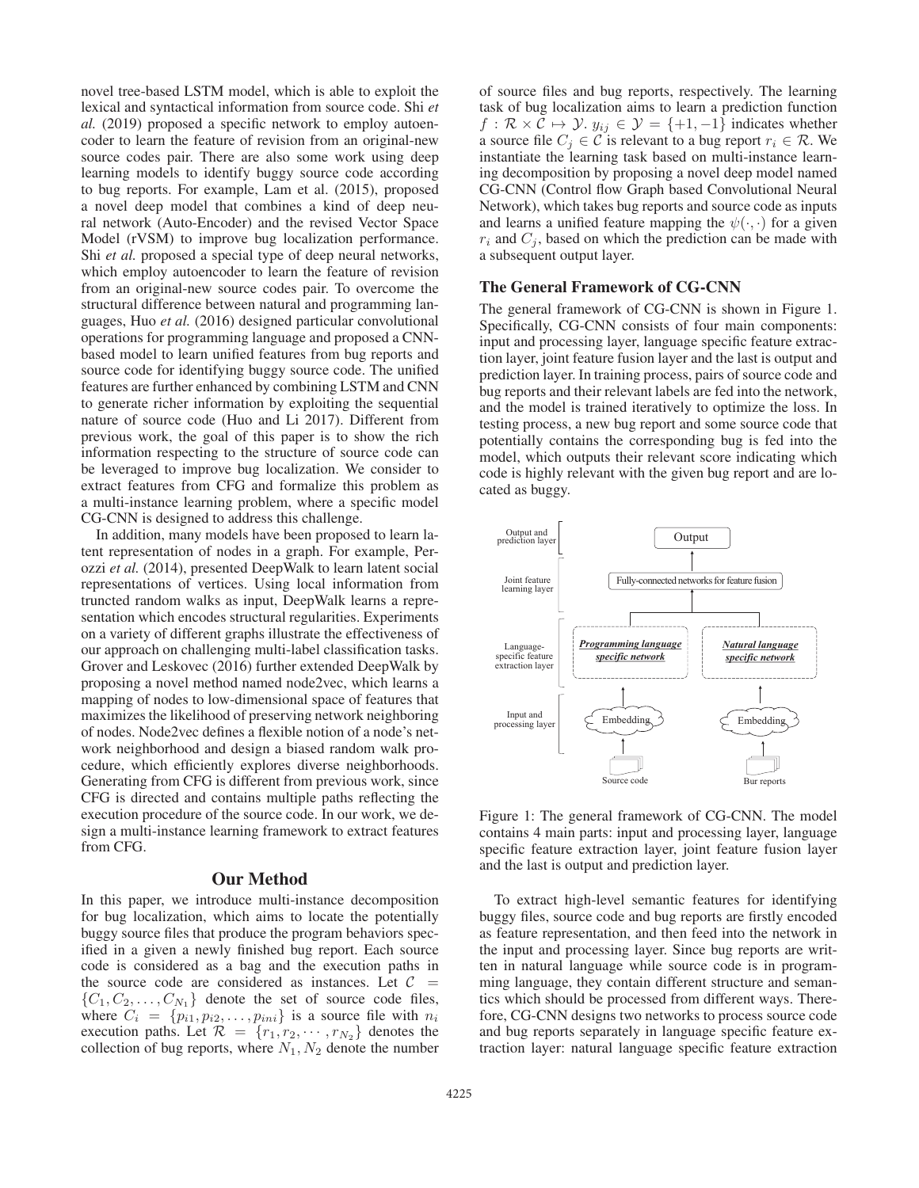novel tree-based LSTM model, which is able to exploit the lexical and syntactical information from source code. Shi *et al.* (2019) proposed a specific network to employ autoencoder to learn the feature of revision from an original-new source codes pair. There are also some work using deep learning models to identify buggy source code according to bug reports. For example, Lam et al. (2015), proposed a novel deep model that combines a kind of deep neural network (Auto-Encoder) and the revised Vector Space Model (rVSM) to improve bug localization performance. Shi *et al.* proposed a special type of deep neural networks, which employ autoencoder to learn the feature of revision from an original-new source codes pair. To overcome the structural difference between natural and programming languages, Huo *et al.* (2016) designed particular convolutional operations for programming language and proposed a CNN-based model to learn unified features from bug reports and source code for identifying buggy source code. The unified features are further enhanced by combining LSTM and CNN to generate richer information by exploiting the sequential nature of source code (Huo and Li 2017). Different from previous work, the goal of this paper is to show the rich information respecting to the structure of source code can be leveraged to improve bug localization. We consider to extract features from CFG and formalize this problem as a multi-instance learning problem, where a specific model CG-CNN is designed to address this challenge.

In addition, many models have been proposed to learn latent representation of nodes in a graph. For example, Perozzi *et al.* (2014), presented DeepWalk to learn latent social representations of vertices. Using local information from truncted random walks as input, DeepWalk learns a representation which encodes structural regularities. Experiments on a variety of different graphs illustrate the effectiveness of our approach on challenging multi-label classification tasks. Grover and Leskovec (2016) further extended DeepWalk by proposing a novel method named node2vec, which learns a mapping of nodes to low-dimensional space of features that maximizes the likelihood of preserving network neighboring of nodes. Node2vec defines a flexible notion of a node's network neighborhood and design a biased random walk procedure, which efficiently explores diverse neighborhoods. Generating from CFG is different from previous work, since CFG is directed and contains multiple paths reflecting the execution procedure of the source code. In our work, we design a multi-instance learning framework to extract features from CFG.

## Our Method

In this paper, we introduce multi-instance decomposition for bug localization, which aims to locate the potentially buggy source files that produce the program behaviors specified in a given a newly finished bug report. Each source code is considered as a bag and the execution paths in the source code are considered as instances. Let $\mathcal{C} = \{C_1, C_2, \dots, C_{N_1}\}$ denote the set of source code files, where $C_i = \{p_{i1}, p_{i2}, \dots, p_{ini}\}$ is a source file with $n_i$ execution paths. Let $\mathcal{R} = \{r_1, r_2, \cdots, r_{N_2}\}$ denotes the collection of bug reports, where $N_1, N_2$ denote the number of source files and bug reports, respectively. The learning task of bug localization aims to learn a prediction function $f : \mathcal{R} \times \mathcal{C} \mapsto \mathcal{Y}$. $y_{ij} \in \mathcal{Y} = \{+1, -1\}$ indicates whether a source file $C_j \in \mathcal{C}$ is relevant to a bug report $r_i \in \mathcal{R}$. We instantiate the learning task based on multi-instance learning decomposition by proposing a novel deep model named CG-CNN (Control flow Graph based Convolutional Neural Network), which takes bug reports and source code as inputs and learns a unified feature mapping the $\psi(\cdot, \cdot)$ for a given $r_i$ and $C_j$, based on which the prediction can be made with a subsequent output layer.

### The General Framework of CG-CNN

The general framework of CG-CNN is shown in Figure 1. Specifically, CG-CNN consists of four main components: input and processing layer, language specific feature extraction layer, joint feature fusion layer and the last is output and prediction layer. In training process, pairs of source code and bug reports and their relevant labels are fed into the network, and the model is trained iteratively to optimize the loss. In testing process, a new bug report and some source code that potentially contains the corresponding bug is fed into the model, which outputs their relevant score indicating which code is highly relevant with the given bug report and are located as buggy.

Figure 1: The general framework of CG-CNN. The model contains 4 main parts: input and processing layer, language specific feature extraction layer, joint feature fusion layer and the last is output and prediction layer.

To extract high-level semantic features for identifying buggy files, source code and bug reports are firstly encoded as feature representation, and then feed into the network in the input and processing layer. Since bug reports are written in natural language while source code is in programming language, they contain different structure and semantics which should be processed from different ways. Therefore, CG-CNN designs two networks to process source code and bug reports separately in language specific feature extraction layer: natural language specific feature extraction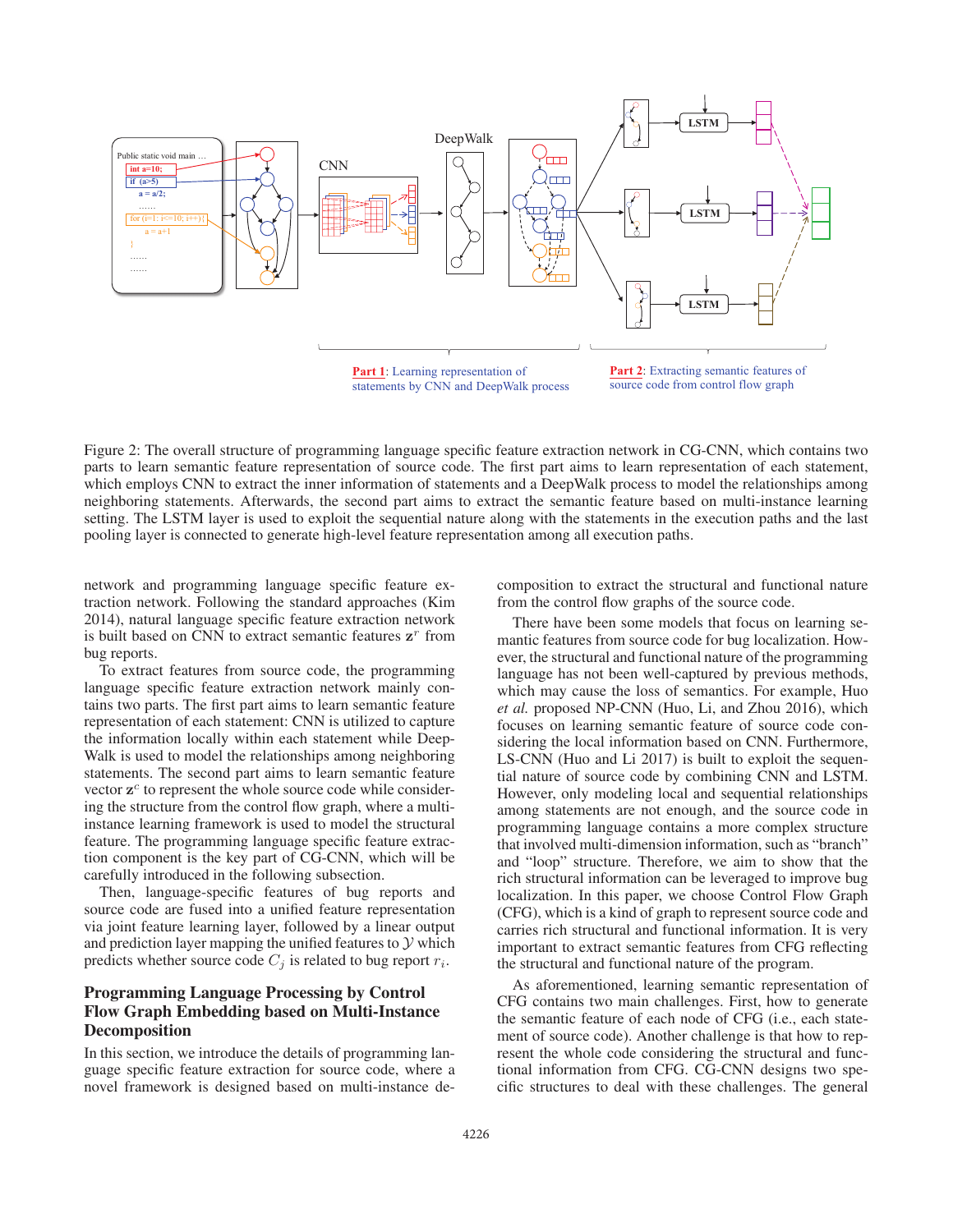Figure 2: The overall structure of programming language specific feature extraction network in CG-CNN, which contains two parts to learn semantic feature representation of source code. The first part aims to learn representation of each statement, which employs CNN to extract the inner information of statements and a DeepWalk process to model the relationships among neighboring statements. Afterwards, the second part aims to extract the semantic feature based on multi-instance learning setting. The LSTM layer is used to exploit the sequential nature along with the statements in the execution paths and the last pooling layer is connected to generate high-level feature representation among all execution paths.

network and programming language specific feature extraction network. Following the standard approaches (Kim 2014), natural language specific feature extraction network is built based on CNN to extract semantic features $\mathbf{z}^r$ from bug reports.

To extract features from source code, the programming language specific feature extraction network mainly contains two parts. The first part aims to learn semantic feature representation of each statement: CNN is utilized to capture the information locally within each statement while DeepWalk is used to model the relationships among neighboring statements. The second part aims to learn semantic feature vector $\mathbf{z}^c$ to represent the whole source code while considering the structure from the control flow graph, where a multi-instance learning framework is used to model the structural feature. The programming language specific feature extraction component is the key part of CG-CNN, which will be carefully introduced in the following subsection.

Then, language-specific features of bug reports and source code are fused into a unified feature representation via joint feature learning layer, followed by a linear output and prediction layer mapping the unified features to $\mathcal{Y}$ which predicts whether source code $C_j$ is related to bug report $r_i$.

## Programming Language Processing by Control Flow Graph Embedding based on Multi-Instance Decomposition

In this section, we introduce the details of programming language specific feature extraction for source code, where a novel framework is designed based on multi-instance decomposition to extract the structural and functional nature from the control flow graphs of the source code.

There have been some models that focus on learning semantic features from source code for bug localization. However, the structural and functional nature of the programming language has not been well-captured by previous methods, which may cause the loss of semantics. For example, Huo *et al.* proposed NP-CNN (Huo, Li, and Zhou 2016), which focuses on learning semantic feature of source code considering the local information based on CNN. Furthermore, LS-CNN (Huo and Li 2017) is built to exploit the sequential nature of source code by combining CNN and LSTM. However, only modeling local and sequential relationships among statements are not enough, and the source code in programming language contains a more complex structure that involved multi-dimension information, such as "branch" and "loop" structure. Therefore, we aim to show that the rich structural information can be leveraged to improve bug localization. In this paper, we choose Control Flow Graph (CFG), which is a kind of graph to represent source code and carries rich structural and functional information. It is very important to extract semantic features from CFG reflecting the structural and functional nature of the program.

As aforementioned, learning semantic representation of CFG contains two main challenges. First, how to generate the semantic feature of each node of CFG (i.e., each statement of source code). Another challenge is that how to represent the whole code considering the structural and functional information from CFG. CG-CNN designs two specific structures to deal with these challenges. The general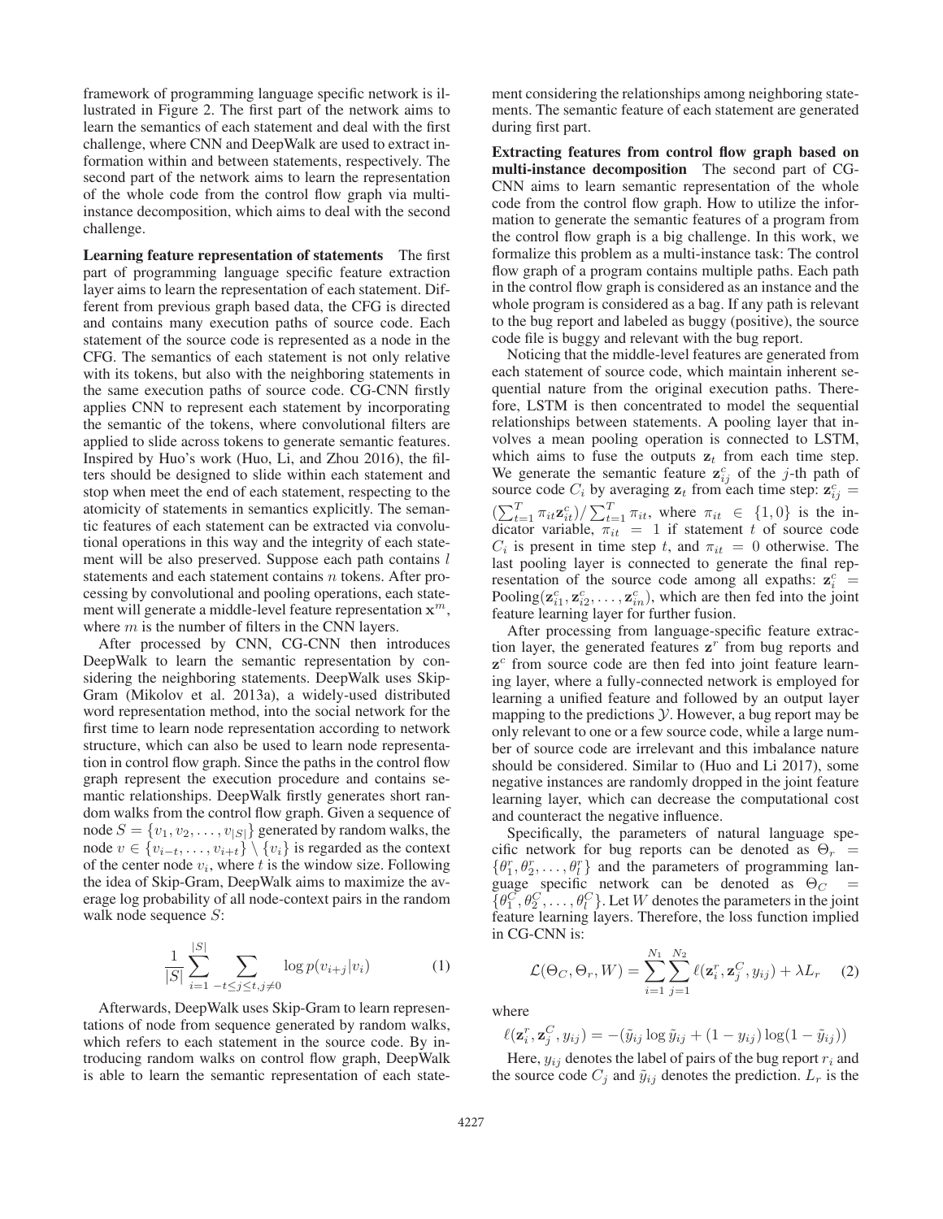framework of programming language specific network is illustrated in Figure 2. The first part of the network aims to learn the semantics of each statement and deal with the first challenge, where CNN and DeepWalk are used to extract information within and between statements, respectively. The second part of the network aims to learn the representation of the whole code from the control flow graph via multi-instance decomposition, which aims to deal with the second challenge.

**Learning feature representation of statements** The first part of programming language specific feature extraction layer aims to learn the representation of each statement. Different from previous graph based data, the CFG is directed and contains many execution paths of source code. Each statement of the source code is represented as a node in the CFG. The semantics of each statement is not only relative with its tokens, but also with the neighboring statements in the same execution paths of source code. CG-CNN firstly applies CNN to represent each statement by incorporating the semantic of the tokens, where convolutional filters are applied to slide across tokens to generate semantic features. Inspired by Huo's work (Huo, Li, and Zhou 2016), the filters should be designed to slide within each statement and stop when meet the end of each statement, respecting to the atomicity of statements in semantics explicitly. The semantic features of each statement can be extracted via convolutional operations in this way and the integrity of each statement will be also preserved. Suppose each path contains $l$ statements and each statement contains $n$ tokens. After processing by convolutional and pooling operations, each statement will generate a middle-level feature representation $\mathbf{x}^m$, where $m$ is the number of filters in the CNN layers.

After processed by CNN, CG-CNN then introduces DeepWalk to learn the semantic representation by considering the neighboring statements. DeepWalk uses Skip-Gram (Mikolov et al. 2013a), a widely-used distributed word representation method, into the social network for the first time to learn node representation according to network structure, which can also be used to learn node representation in control flow graph. Since the paths in the control flow graph represent the execution procedure and contains semantic relationships. DeepWalk firstly generates short random walks from the control flow graph. Given a sequence of node $S = \{v_1, v_2, \ldots, v_{|S|}\}$ generated by random walks, the node $v \in \{v_{i-t}, \ldots, v_{i+t}\} \setminus \{v_i\}$ is regarded as the context of the center node $v_i$, where $t$ is the window size. Following the idea of Skip-Gram, DeepWalk aims to maximize the average log probability of all node-context pairs in the random walk node sequence $S$:

$$\frac{1}{|S|} \sum_{i=1}^{|S|} \sum_{-t \leq j \leq t, j \neq 0} \log p(v_{i+j} | v_i) \tag{1}$$

Afterwards, DeepWalk uses Skip-Gram to learn representations of node from sequence generated by random walks, which refers to each statement in the source code. By introducing random walks on control flow graph, DeepWalk is able to learn the semantic representation of each statement considering the relationships among neighboring statements. The semantic feature of each statement are generated during first part.

**Extracting features from control flow graph based on multi-instance decomposition** The second part of CG-CNN aims to learn semantic representation of the whole code from the control flow graph. How to utilize the information to generate the semantic features of a program from the control flow graph is a big challenge. In this work, we formalize this problem as a multi-instance task: The control flow graph of a program contains multiple paths. Each path in the control flow graph is considered as an instance and the whole program is considered as a bag. If any path is relevant to the bug report and labeled as buggy (positive), the source code file is buggy and relevant with the bug report.

Noticing that the middle-level features are generated from each statement of source code, which maintain inherent sequential nature from the original execution paths. Therefore, LSTM is then concentrated to model the sequential relationships between statements. A pooling layer that involves a mean pooling operation is connected to LSTM, which aims to fuse the outputs $\mathbf{z}_t$ from each time step. We generate the semantic feature $\mathbf{z}_{ij}^c$ of the $j$-th path of source code $C_i$ by averaging $\mathbf{z}_t$ from each time step: $\mathbf{z}_{ij}^c = (\sum_{t=1}^{T} \pi_{it} \mathbf{z}_{it}^c) / \sum_{t=1}^{T} \pi_{it}$, where $\pi_{it} \in \{1, 0\}$ is the indicator variable, $\pi_{it} = 1$ if statement $t$ of source code $C_i$ is present in time step $t$, and $\pi_{it} = 0$ otherwise. The last pooling layer is connected to generate the final representation of the source code among all expaths: $\mathbf{z}_i^c = \text{Pooling}(\mathbf{z}_{i1}^c, \mathbf{z}_{i2}^c, \ldots, \mathbf{z}_{in}^c)$, which are then fed into the joint feature learning layer for further fusion.

After processing from language-specific feature extraction layer, the generated features $\mathbf{z}^r$ from bug reports and $\mathbf{z}^c$ from source code are then fed into joint feature learning layer, where a fully-connected network is employed for learning a unified feature and followed by an output layer mapping to the predictions $\mathcal{Y}$. However, a bug report may be only relevant to one or a few source code, while a large number of source code are irrelevant and this imbalance nature should be considered. Similar to (Huo and Li 2017), some negative instances are randomly dropped in the joint feature learning layer, which can decrease the computational cost and counteract the negative influence.

Specifically, the parameters of natural language specific network for bug reports can be denoted as $\Theta_r = \{\theta_1^r, \theta_2^r, \ldots, \theta_l^r\}$ and the parameters of programming language specific network can be denoted as $\Theta_C = \{\theta_1^C, \theta_2^C, \ldots, \theta_l^C\}$. Let $W$ denotes the parameters in the joint feature learning layers. Therefore, the loss function implied in CG-CNN is:

$$\mathcal{L}(\Theta_C, \Theta_r, W) = \sum_{i=1}^{N_1} \sum_{j=1}^{N_2} \ell(\mathbf{z}_i^r, \mathbf{z}_j^C, y_{ij}) + \lambda L_r \tag{2}$$

where

$$\ell(\mathbf{z}_i^r, \mathbf{z}_j^C, y_{ij}) = -(\tilde{y}_{ij} \log \tilde{y}_{ij} + (1 - y_{ij}) \log(1 - \tilde{y}_{ij}))$$

Here, $y_{ij}$ denotes the label of pairs of the bug report $r_i$ and the source code $C_j$ and $\tilde{y}_{ij}$ denotes the prediction. $L_r$ is the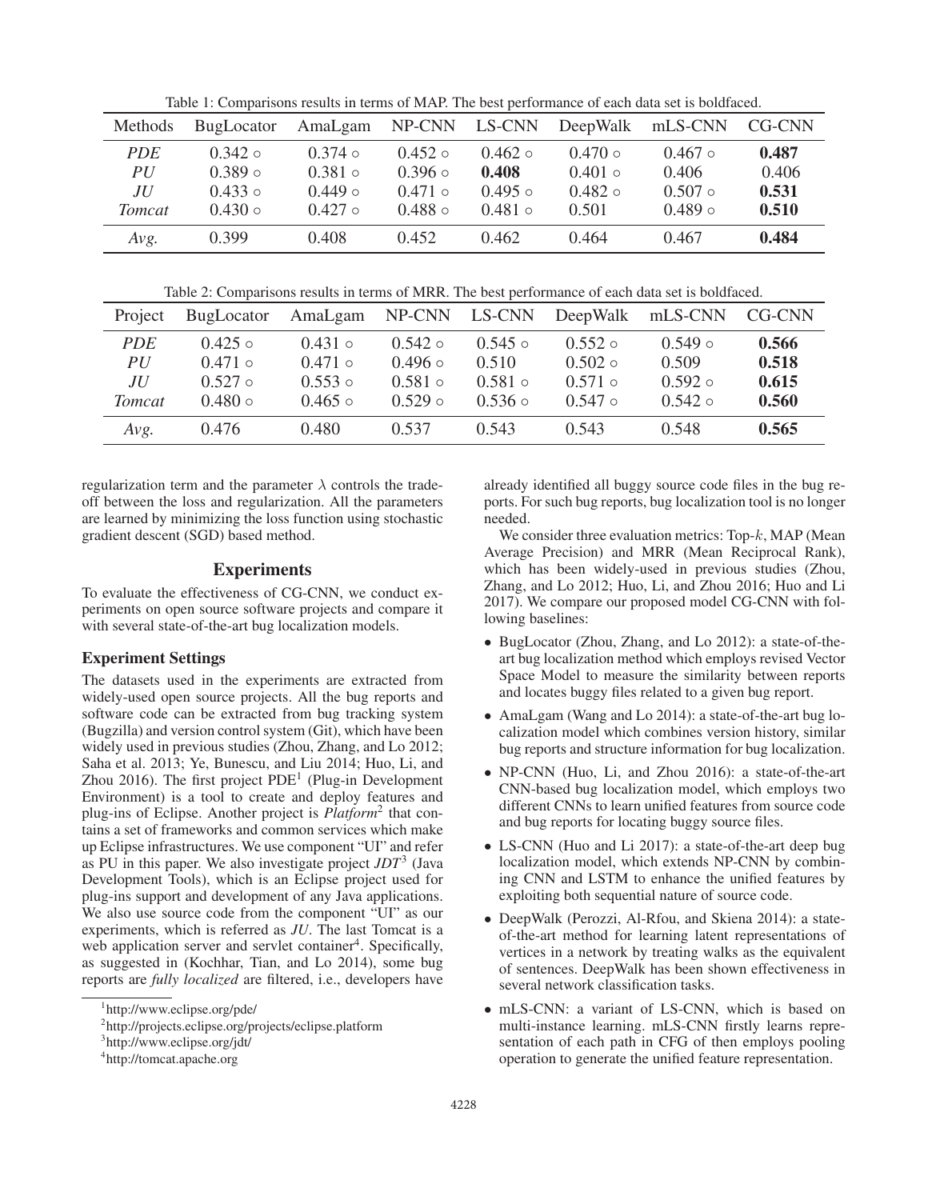Table 1: Comparisons results in terms of MAP. The best performance of each data set is boldfaced.

| Methods | BugLocator | AmaLgam | NP-CNN | LS-CNN | DeepWalk | mLS-CNN | CG-CNN |
|---|---|---|---|---|---|---|---|
| *PDE* | 0.342 ◦ | 0.374 ◦ | 0.452 ◦ | 0.462 ◦ | 0.470 ◦ | 0.467 ◦ | **0.487** |
| *PU* | 0.389 ◦ | 0.381 ◦ | 0.396 ◦ | **0.408** | 0.401 ◦ | 0.406 | 0.406 |
| *JU* | 0.433 ◦ | 0.449 ◦ | 0.471 ◦ | 0.495 ◦ | 0.482 ◦ | 0.507 ◦ | **0.531** |
| *Tomcat* | 0.430 ◦ | 0.427 ◦ | 0.488 ◦ | 0.481 ◦ | 0.501 | 0.489 ◦ | **0.510** |
| *Avg.* | 0.399 | 0.408 | 0.452 | 0.462 | 0.464 | 0.467 | **0.484** |

Table 2: Comparisons results in terms of MRR. The best performance of each data set is boldfaced.

| Project | BugLocator | AmaLgam | NP-CNN | LS-CNN | DeepWalk | mLS-CNN | CG-CNN |
|---|---|---|---|---|---|---|---|
| *PDE* | 0.425 ◦ | 0.431 ◦ | 0.542 ◦ | 0.545 ◦ | 0.552 ◦ | 0.549 ◦ | **0.566** |
| *PU* | 0.471 ◦ | 0.471 ◦ | 0.496 ◦ | 0.510 | 0.502 ◦ | 0.509 | **0.518** |
| *JU* | 0.527 ◦ | 0.553 ◦ | 0.581 ◦ | 0.581 ◦ | 0.571 ◦ | 0.592 ◦ | **0.615** |
| *Tomcat* | 0.480 ◦ | 0.465 ◦ | 0.529 ◦ | 0.536 ◦ | 0.547 ◦ | 0.542 ◦ | **0.560** |
| *Avg.* | 0.476 | 0.480 | 0.537 | 0.543 | 0.543 | 0.548 | **0.565** |

regularization term and the parameter $\lambda$ controls the trade-off between the loss and regularization. All the parameters are learned by minimizing the loss function using stochastic gradient descent (SGD) based method.

## Experiments

To evaluate the effectiveness of CG-CNN, we conduct experiments on open source software projects and compare it with several state-of-the-art bug localization models.

### Experiment Settings

The datasets used in the experiments are extracted from widely-used open source projects. All the bug reports and software code can be extracted from bug tracking system (Bugzilla) and version control system (Git), which have been widely used in previous studies (Zhou, Zhang, and Lo 2012; Saha et al. 2013; Ye, Bunescu, and Liu 2014; Huo, Li, and Zhou 2016). The first project PDE[1] (Plug-in Development Environment) is a tool to create and deploy features and plug-ins of Eclipse. Another project is *Platform*[2] that contains a set of frameworks and common services which make up Eclipse infrastructures. We use component "UI" and refer as PU in this paper. We also investigate project *JDT*[3] (Java Development Tools), which is an Eclipse project used for plug-ins support and development of any Java applications. We also use source code from the component "UI" as our experiments, which is referred as *JU*. The last Tomcat is a web application server and servlet container[4]. Specifically, as suggested in (Kochhar, Tian, and Lo 2014), some bug reports are *fully localized* are filtered, i.e., developers have already identified all buggy source code files in the bug reports. For such bug reports, bug localization tool is no longer needed.

We consider three evaluation metrics: Top-$k$, MAP (Mean Average Precision) and MRR (Mean Reciprocal Rank), which has been widely-used in previous studies (Zhou, Zhang, and Lo 2012; Huo, Li, and Zhou 2016; Huo and Li 2017). We compare our proposed model CG-CNN with following baselines:

- BugLocator (Zhou, Zhang, and Lo 2012): a state-of-the-art bug localization method which employs revised Vector Space Model to measure the similarity between reports and locates buggy files related to a given bug report.
- AmaLgam (Wang and Lo 2014): a state-of-the-art bug localization model which combines version history, similar bug reports and structure information for bug localization.
- NP-CNN (Huo, Li, and Zhou 2016): a state-of-the-art CNN-based bug localization model, which employs two different CNNs to learn unified features from source code and bug reports for locating buggy source files.
- LS-CNN (Huo and Li 2017): a state-of-the-art deep bug localization model, which extends NP-CNN by combining CNN and LSTM to enhance the unified features by exploiting both sequential nature of source code.
- DeepWalk (Perozzi, Al-Rfou, and Skiena 2014): a state-of-the-art method for learning latent representations of vertices in a network by treating walks as the equivalent of sentences. DeepWalk has been shown effectiveness in several network classification tasks.
- mLS-CNN: a variant of LS-CNN, which is based on multi-instance learning. mLS-CNN firstly learns representation of each path in CFG of then employs pooling operation to generate the unified feature representation.

[1] http://www.eclipse.org/pde/

[2] http://projects.eclipse.org/projects/eclipse.platform

[3] http://www.eclipse.org/jdt/

[4] http://tomcat.apache.org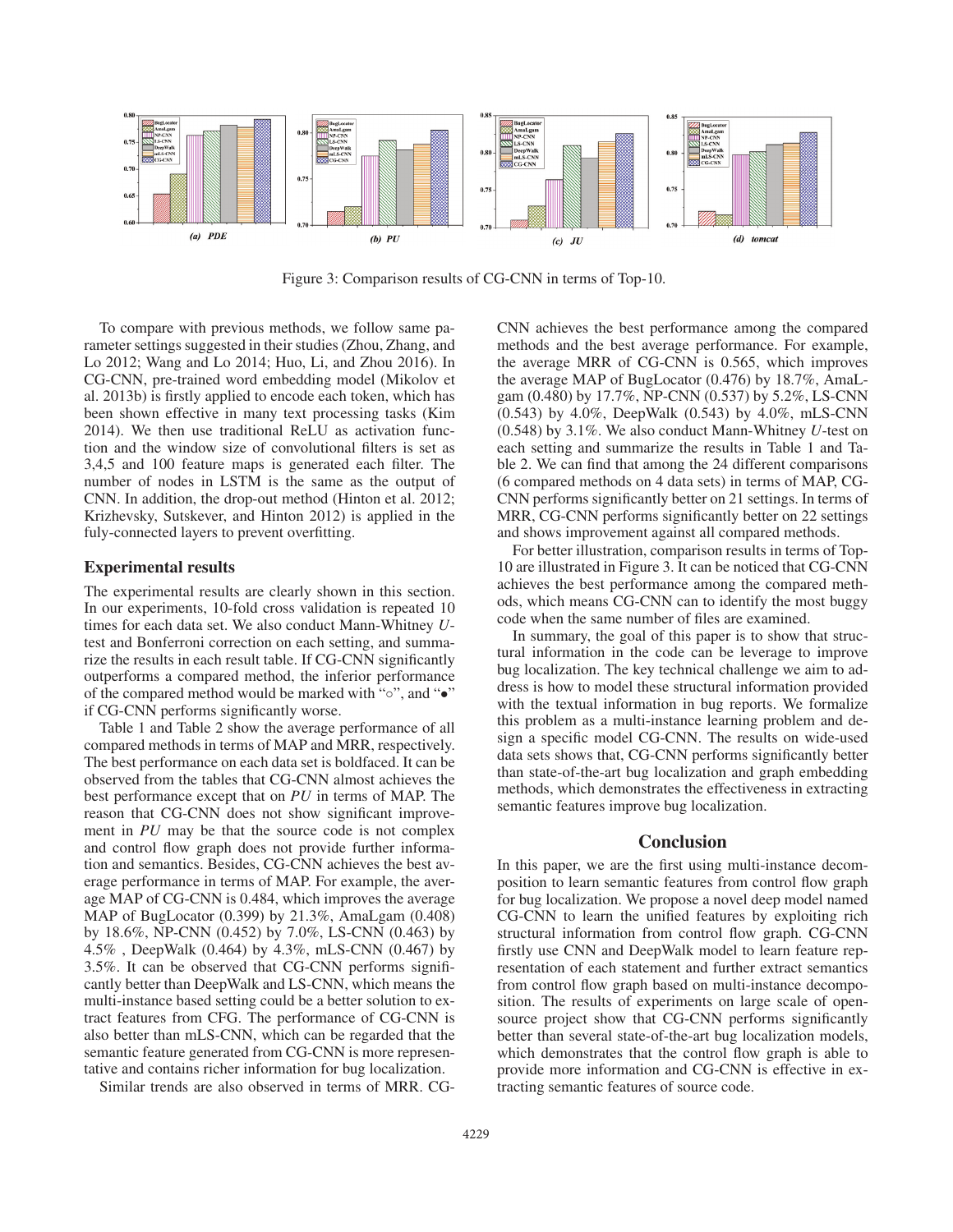Figure 3: Comparison results of CG-CNN in terms of Top-10.

To compare with previous methods, we follow same parameter settings suggested in their studies (Zhou, Zhang, and Lo 2012; Wang and Lo 2014; Huo, Li, and Zhou 2016). In CG-CNN, pre-trained word embedding model (Mikolov et al. 2013b) is firstly applied to encode each token, which has been shown effective in many text processing tasks (Kim 2014). We then use traditional ReLU as activation function and the window size of convolutional filters is set as 3,4,5 and 100 feature maps is generated each filter. The number of nodes in LSTM is the same as the output of CNN. In addition, the drop-out method (Hinton et al. 2012; Krizhevsky, Sutskever, and Hinton 2012) is applied in the fuly-connected layers to prevent overfitting.

## Experimental results

The experimental results are clearly shown in this section. In our experiments, 10-fold cross validation is repeated 10 times for each data set. We also conduct Mann-Whitney $U$-test and Bonferroni correction on each setting, and summarize the results in each result table. If CG-CNN significantly outperforms a compared method, the inferior performance of the compared method would be marked with "◦", and "•" if CG-CNN performs significantly worse.

Table 1 and Table 2 show the average performance of all compared methods in terms of MAP and MRR, respectively. The best performance on each data set is boldfaced. It can be observed from the tables that CG-CNN almost achieves the best performance except that on *PU* in terms of MAP. The reason that CG-CNN does not show significant improvement in *PU* may be that the source code is not complex and control flow graph does not provide further information and semantics. Besides, CG-CNN achieves the best average performance in terms of MAP. For example, the average MAP of CG-CNN is 0.484, which improves the average MAP of BugLocator (0.399) by 21.3%, AmaLgam (0.408) by 18.6%, NP-CNN (0.452) by 7.0%, LS-CNN (0.463) by 4.5% , DeepWalk (0.464) by 4.3%, mLS-CNN (0.467) by 3.5%. It can be observed that CG-CNN performs significantly better than DeepWalk and LS-CNN, which means the multi-instance based setting could be a better solution to extract features from CFG. The performance of CG-CNN is also better than mLS-CNN, which can be regarded that the semantic feature generated from CG-CNN is more representative and contains richer information for bug localization.

Similar trends are also observed in terms of MRR. CG-CNN achieves the best performance among the compared methods and the best average performance. For example, the average MRR of CG-CNN is 0.565, which improves the average MAP of BugLocator (0.476) by 18.7%, AmaLgam (0.480) by 17.7%, NP-CNN (0.537) by 5.2%, LS-CNN (0.543) by 4.0%, DeepWalk (0.543) by 4.0%, mLS-CNN (0.548) by 3.1%. We also conduct Mann-Whitney $U$-test on each setting and summarize the results in Table 1 and Table 2. We can find that among the 24 different comparisons (6 compared methods on 4 data sets) in terms of MAP, CG-CNN performs significantly better on 21 settings. In terms of MRR, CG-CNN performs significantly better on 22 settings and shows improvement against all compared methods.

For better illustration, comparison results in terms of Top-10 are illustrated in Figure 3. It can be noticed that CG-CNN achieves the best performance among the compared methods, which means CG-CNN can to identify the most buggy code when the same number of files are examined.

In summary, the goal of this paper is to show that structural information in the code can be leverage to improve bug localization. The key technical challenge we aim to address is how to model these structural information provided with the textual information in bug reports. We formalize this problem as a multi-instance learning problem and design a specific model CG-CNN. The results on wide-used data sets shows that, CG-CNN performs significantly better than state-of-the-art bug localization and graph embedding methods, which demonstrates the effectiveness in extracting semantic features improve bug localization.

## Conclusion

In this paper, we are the first using multi-instance decomposition to learn semantic features from control flow graph for bug localization. We propose a novel deep model named CG-CNN to learn the unified features by exploiting rich structural information from control flow graph. CG-CNN firstly use CNN and DeepWalk model to learn feature representation of each statement and further extract semantics from control flow graph based on multi-instance decomposition. The results of experiments on large scale of open-source project show that CG-CNN performs significantly better than several state-of-the-art bug localization models, which demonstrates that the control flow graph is able to provide more information and CG-CNN is effective in extracting semantic features of source code.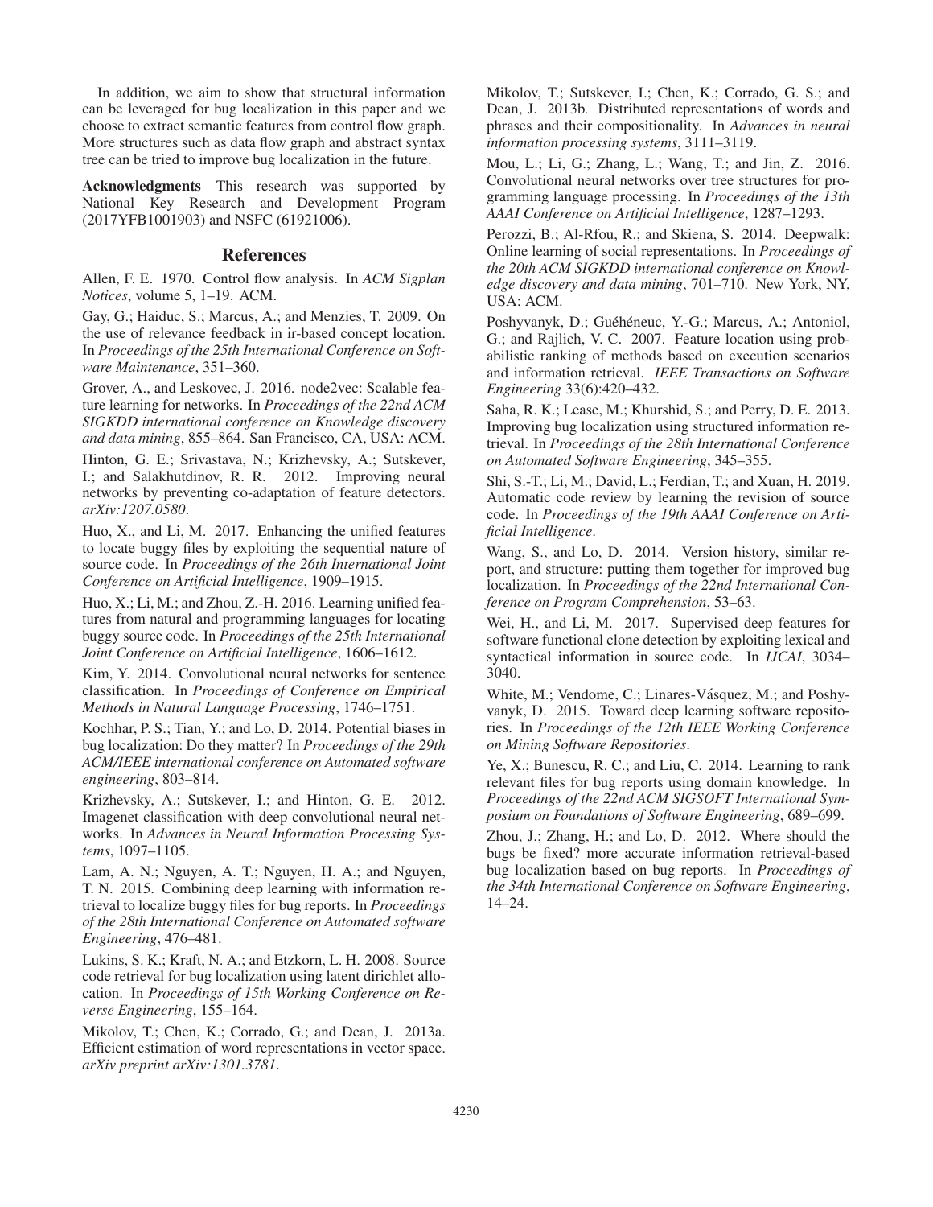In addition, we aim to show that structural information can be leveraged for bug localization in this paper and we choose to extract semantic features from control flow graph. More structures such as data flow graph and abstract syntax tree can be tried to improve bug localization in the future.

**Acknowledgments** This research was supported by National Key Research and Development Program (2017YFB1001903) and NSFC (61921006).

## References

Allen, F. E. 1970. Control flow analysis. In *ACM Sigplan Notices*, volume 5, 1–19. ACM.

Gay, G.; Haiduc, S.; Marcus, A.; and Menzies, T. 2009. On the use of relevance feedback in ir-based concept location. In *Proceedings of the 25th International Conference on Software Maintenance*, 351–360.

Grover, A., and Leskovec, J. 2016. node2vec: Scalable feature learning for networks. In *Proceedings of the 22nd ACM SIGKDD international conference on Knowledge discovery and data mining*, 855–864. San Francisco, CA, USA: ACM.

Hinton, G. E.; Srivastava, N.; Krizhevsky, A.; Sutskever, I.; and Salakhutdinov, R. R. 2012. Improving neural networks by preventing co-adaptation of feature detectors. *arXiv:1207.0580*.

Huo, X., and Li, M. 2017. Enhancing the unified features to locate buggy files by exploiting the sequential nature of source code. In *Proceedings of the 26th International Joint Conference on Artificial Intelligence*, 1909–1915.

Huo, X.; Li, M.; and Zhou, Z.-H. 2016. Learning unified features from natural and programming languages for locating buggy source code. In *Proceedings of the 25th International Joint Conference on Artificial Intelligence*, 1606–1612.

Kim, Y. 2014. Convolutional neural networks for sentence classification. In *Proceedings of Conference on Empirical Methods in Natural Language Processing*, 1746–1751.

Kochhar, P. S.; Tian, Y.; and Lo, D. 2014. Potential biases in bug localization: Do they matter? In *Proceedings of the 29th ACM/IEEE international conference on Automated software engineering*, 803–814.

Krizhevsky, A.; Sutskever, I.; and Hinton, G. E. 2012. Imagenet classification with deep convolutional neural networks. In *Advances in Neural Information Processing Systems*, 1097–1105.

Lam, A. N.; Nguyen, A. T.; Nguyen, H. A.; and Nguyen, T. N. 2015. Combining deep learning with information retrieval to localize buggy files for bug reports. In *Proceedings of the 28th International Conference on Automated software Engineering*, 476–481.

Lukins, S. K.; Kraft, N. A.; and Etzkorn, L. H. 2008. Source code retrieval for bug localization using latent dirichlet allocation. In *Proceedings of 15th Working Conference on Reverse Engineering*, 155–164.

Mikolov, T.; Chen, K.; Corrado, G.; and Dean, J. 2013a. Efficient estimation of word representations in vector space. *arXiv preprint arXiv:1301.3781*.

Mikolov, T.; Sutskever, I.; Chen, K.; Corrado, G. S.; and Dean, J. 2013b. Distributed representations of words and phrases and their compositionality. In *Advances in neural information processing systems*, 3111–3119.

Mou, L.; Li, G.; Zhang, L.; Wang, T.; and Jin, Z. 2016. Convolutional neural networks over tree structures for programming language processing. In *Proceedings of the 13th AAAI Conference on Artificial Intelligence*, 1287–1293.

Perozzi, B.; Al-Rfou, R.; and Skiena, S. 2014. Deepwalk: Online learning of social representations. In *Proceedings of the 20th ACM SIGKDD international conference on Knowledge discovery and data mining*, 701–710. New York, NY, USA: ACM.

Poshyvanyk, D.; Guéhéneuc, Y.-G.; Marcus, A.; Antoniol, G.; and Rajlich, V. C. 2007. Feature location using probabilistic ranking of methods based on execution scenarios and information retrieval. *IEEE Transactions on Software Engineering* 33(6):420–432.

Saha, R. K.; Lease, M.; Khurshid, S.; and Perry, D. E. 2013. Improving bug localization using structured information retrieval. In *Proceedings of the 28th International Conference on Automated Software Engineering*, 345–355.

Shi, S.-T.; Li, M.; David, L.; Ferdian, T.; and Xuan, H. 2019. Automatic code review by learning the revision of source code. In *Proceedings of the 19th AAAI Conference on Artificial Intelligence*.

Wang, S., and Lo, D. 2014. Version history, similar report, and structure: putting them together for improved bug localization. In *Proceedings of the 22nd International Conference on Program Comprehension*, 53–63.

Wei, H., and Li, M. 2017. Supervised deep features for software functional clone detection by exploiting lexical and syntactical information in source code. In *IJCAI*, 3034–3040.

White, M.; Vendome, C.; Linares-Vásquez, M.; and Poshyvanyk, D. 2015. Toward deep learning software repositories. In *Proceedings of the 12th IEEE Working Conference on Mining Software Repositories*.

Ye, X.; Bunescu, R. C.; and Liu, C. 2014. Learning to rank relevant files for bug reports using domain knowledge. In *Proceedings of the 22nd ACM SIGSOFT International Symposium on Foundations of Software Engineering*, 689–699.

Zhou, J.; Zhang, H.; and Lo, D. 2012. Where should the bugs be fixed? more accurate information retrieval-based bug localization based on bug reports. In *Proceedings of the 34th International Conference on Software Engineering*, 14–24.